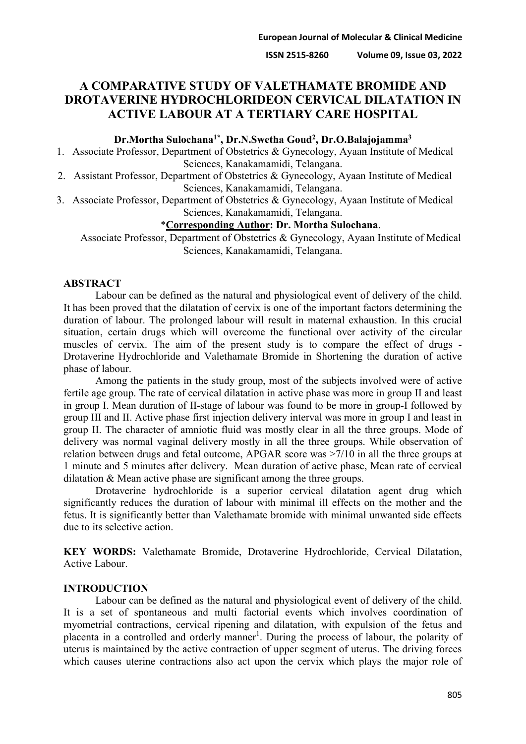# A COMPARATIVE STUDY OF VALETHAMATE BROMIDE AND DROTAVERINE HYDROCHLORIDEON CERVICAL DILATATION IN ACTIVE LABOUR AT A TERTIARY CARE HOSPITAL

**Dr.Mortha Sulochana[1*], Dr.N.Swetha Goud[2], Dr.O.Balajojamma[3]**

1. Associate Professor, Department of Obstetrics & Gynecology, Ayaan Institute of Medical Sciences, Kanakamamidi, Telangana.
2. Assistant Professor, Department of Obstetrics & Gynecology, Ayaan Institute of Medical Sciences, Kanakamamidi, Telangana.
3. Associate Professor, Department of Obstetrics & Gynecology, Ayaan Institute of Medical Sciences, Kanakamamidi, Telangana.

\***Corresponding Author: Dr. Mortha Sulochana**.
Associate Professor, Department of Obstetrics & Gynecology, Ayaan Institute of Medical Sciences, Kanakamamidi, Telangana.

## ABSTRACT

Labour can be defined as the natural and physiological event of delivery of the child. It has been proved that the dilatation of cervix is one of the important factors determining the duration of labour. The prolonged labour will result in maternal exhaustion. In this crucial situation, certain drugs which will overcome the functional over activity of the circular muscles of cervix. The aim of the present study is to compare the effect of drugs - Drotaverine Hydrochloride and Valethamate Bromide in Shortening the duration of active phase of labour.

Among the patients in the study group, most of the subjects involved were of active fertile age group. The rate of cervical dilatation in active phase was more in group II and least in group I. Mean duration of II-stage of labour was found to be more in group-I followed by group III and II. Active phase first injection delivery interval was more in group I and least in group II. The character of amniotic fluid was mostly clear in all the three groups. Mode of delivery was normal vaginal delivery mostly in all the three groups. While observation of relation between drugs and fetal outcome, APGAR score was >7/10 in all the three groups at 1 minute and 5 minutes after delivery. Mean duration of active phase, Mean rate of cervical dilatation & Mean active phase are significant among the three groups.

Drotaverine hydrochloride is a superior cervical dilatation agent drug which significantly reduces the duration of labour with minimal ill effects on the mother and the fetus. It is significantly better than Valethamate bromide with minimal unwanted side effects due to its selective action.

**KEY WORDS:** Valethamate Bromide, Drotaverine Hydrochloride, Cervical Dilatation, Active Labour.

## INTRODUCTION

Labour can be defined as the natural and physiological event of delivery of the child. It is a set of spontaneous and multi factorial events which involves coordination of myometrial contractions, cervical ripening and dilatation, with expulsion of the fetus and placenta in a controlled and orderly manner[1]. During the process of labour, the polarity of uterus is maintained by the active contraction of upper segment of uterus. The driving forces which causes uterine contractions also act upon the cervix which plays the major role of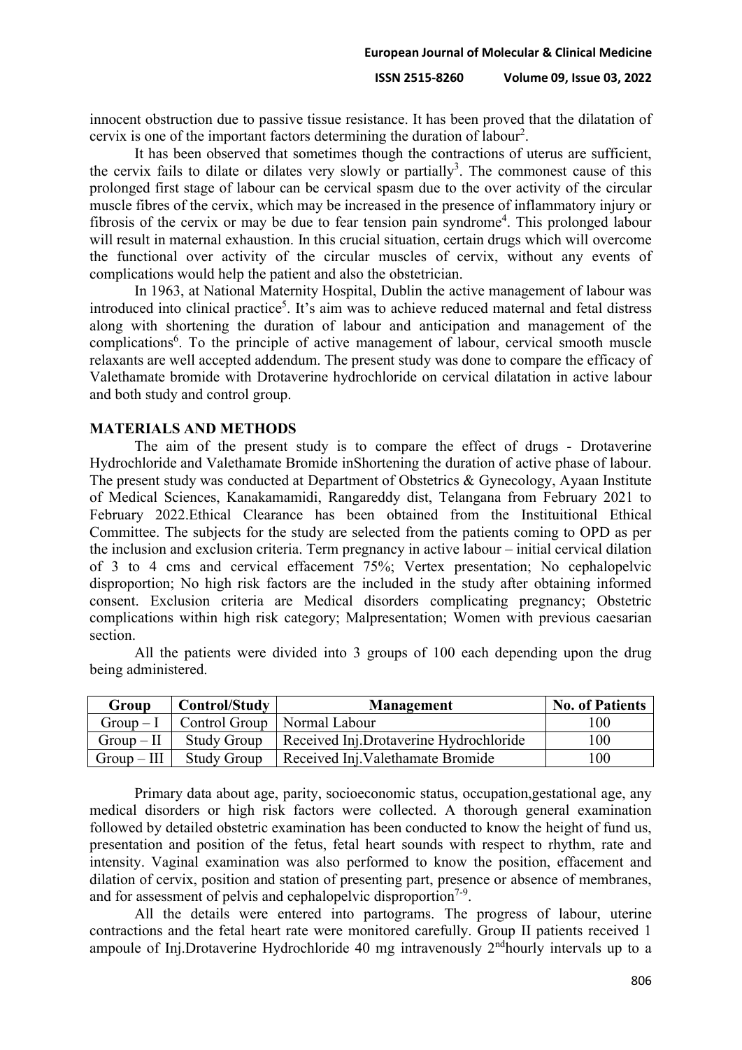innocent obstruction due to passive tissue resistance. It has been proved that the dilatation of cervix is one of the important factors determining the duration of labour[2].

It has been observed that sometimes though the contractions of uterus are sufficient, the cervix fails to dilate or dilates very slowly or partially[3]. The commonest cause of this prolonged first stage of labour can be cervical spasm due to the over activity of the circular muscle fibres of the cervix, which may be increased in the presence of inflammatory injury or fibrosis of the cervix or may be due to fear tension pain syndrome[4]. This prolonged labour will result in maternal exhaustion. In this crucial situation, certain drugs which will overcome the functional over activity of the circular muscles of cervix, without any events of complications would help the patient and also the obstetrician.

In 1963, at National Maternity Hospital, Dublin the active management of labour was introduced into clinical practice[5]. It's aim was to achieve reduced maternal and fetal distress along with shortening the duration of labour and anticipation and management of the complications[6]. To the principle of active management of labour, cervical smooth muscle relaxants are well accepted addendum. The present study was done to compare the efficacy of Valethamate bromide with Drotaverine hydrochloride on cervical dilatation in active labour and both study and control group.

## MATERIALS AND METHODS

The aim of the present study is to compare the effect of drugs - Drotaverine Hydrochloride and Valethamate Bromide inShortening the duration of active phase of labour. The present study was conducted at Department of Obstetrics & Gynecology, Ayaan Institute of Medical Sciences, Kanakamamidi, Rangareddy dist, Telangana from February 2021 to February 2022.Ethical Clearance has been obtained from the Instituitional Ethical Committee. The subjects for the study are selected from the patients coming to OPD as per the inclusion and exclusion criteria. Term pregnancy in active labour – initial cervical dilation of 3 to 4 cms and cervical effacement 75%; Vertex presentation; No cephalopelvic disproportion; No high risk factors are the included in the study after obtaining informed consent. Exclusion criteria are Medical disorders complicating pregnancy; Obstetric complications within high risk category; Malpresentation; Women with previous caesarian section.

All the patients were divided into 3 groups of 100 each depending upon the drug being administered.

| Group | Control/Study | Management | No. of Patients |
|---|---|---|---|
| Group – I | Control Group | Normal Labour | 100 |
| Group – II | Study Group | Received Inj.Drotaverine Hydrochloride | 100 |
| Group – III | Study Group | Received Inj.Valethamate Bromide | 100 |

Primary data about age, parity, socioeconomic status, occupation,gestational age, any medical disorders or high risk factors were collected. A thorough general examination followed by detailed obstetric examination has been conducted to know the height of fund us, presentation and position of the fetus, fetal heart sounds with respect to rhythm, rate and intensity. Vaginal examination was also performed to know the position, effacement and dilation of cervix, position and station of presenting part, presence or absence of membranes, and for assessment of pelvis and cephalopelvic disproportion[7-9].

All the details were entered into partograms. The progress of labour, uterine contractions and the fetal heart rate were monitored carefully. Group II patients received 1 ampoule of Inj.Drotaverine Hydrochloride 40 mg intravenously 2nd hourly intervals up to a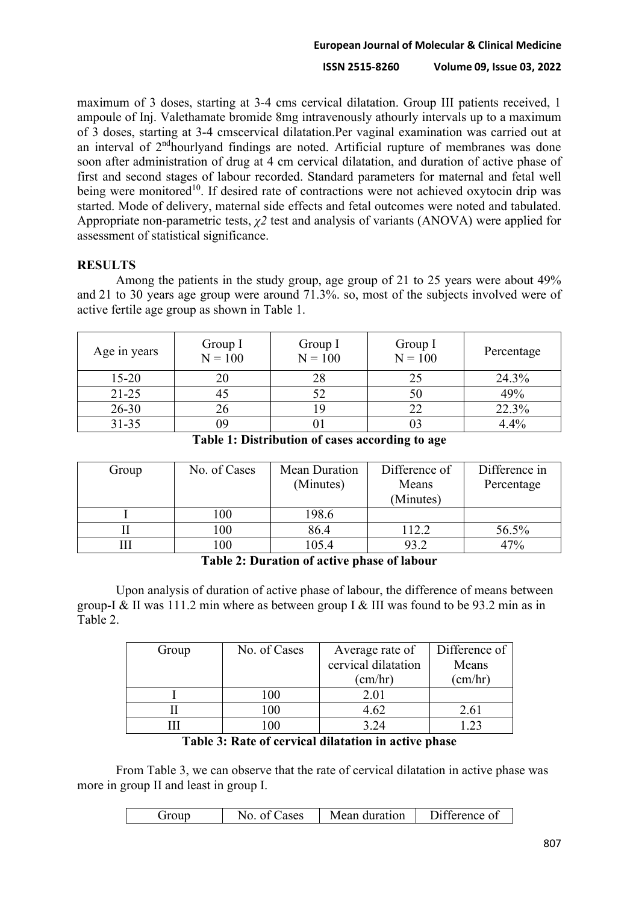maximum of 3 doses, starting at 3-4 cms cervical dilatation. Group III patients received, 1 ampoule of Inj. Valethamate bromide 8mg intravenously athourly intervals up to a maximum of 3 doses, starting at 3-4 cmscervical dilatation.Per vaginal examination was carried out at an interval of 2[nd]hourlyand findings are noted. Artificial rupture of membranes was done soon after administration of drug at 4 cm cervical dilatation, and duration of active phase of first and second stages of labour recorded. Standard parameters for maternal and fetal well being were monitored[10]. If desired rate of contractions were not achieved oxytocin drip was started. Mode of delivery, maternal side effects and fetal outcomes were noted and tabulated. Appropriate non-parametric tests, $\chi 2$ test and analysis of variants (ANOVA) were applied for assessment of statistical significance.

**RESULTS**

Among the patients in the study group, age group of 21 to 25 years were about 49% and 21 to 30 years age group were around 71.3%. so, most of the subjects involved were of active fertile age group as shown in Table 1.

| Age in years | Group I N = 100 | Group I N = 100 | Group I N = 100 | Percentage |
|---|---|---|---|---|
| 15-20 | 20 | 28 | 25 | 24.3% |
| 21-25 | 45 | 52 | 50 | 49% |
| 26-30 | 26 | 19 | 22 | 22.3% |
| 31-35 | 09 | 01 | 03 | 4.4% |

**Table 1: Distribution of cases according to age**

| Group | No. of Cases | Mean Duration (Minutes) | Difference of Means (Minutes) | Difference in Percentage |
|---|---|---|---|---|
| I | 100 | 198.6 | | |
| II | 100 | 86.4 | 112.2 | 56.5% |
| III | 100 | 105.4 | 93.2 | 47% |

**Table 2: Duration of active phase of labour**

Upon analysis of duration of active phase of labour, the difference of means between group-I & II was 111.2 min where as between group I & III was found to be 93.2 min as in Table 2.

| Group | No. of Cases | Average rate of cervical dilatation (cm/hr) | Difference of Means (cm/hr) |
|---|---|---|---|
| I | 100 | 2.01 | |
| II | 100 | 4.62 | 2.61 |
| III | 100 | 3.24 | 1.23 |

**Table 3: Rate of cervical dilatation in active phase**

From Table 3, we can observe that the rate of cervical dilatation in active phase was more in group II and least in group I.

| Group | No. of Cases | Mean duration | Difference of |
|---|---|---|---|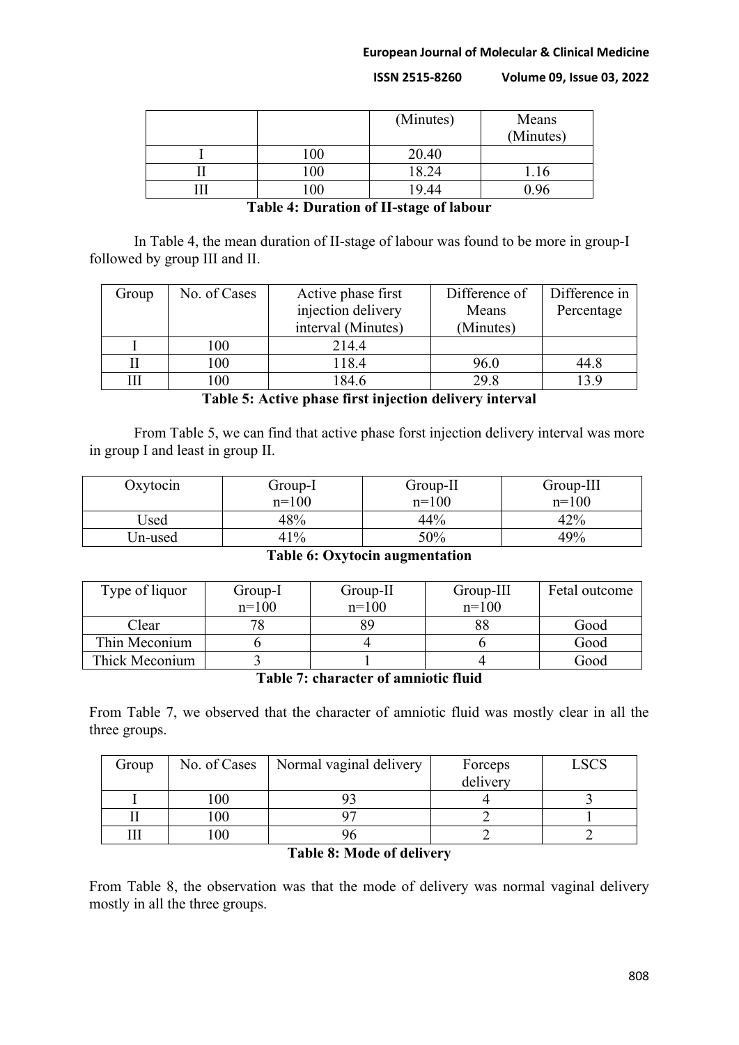|  |  | (Minutes) | Means (Minutes) |
|---|---|---|---|
| I | 100 | 20.40 |  |
| II | 100 | 18.24 | 1.16 |
| III | 100 | 19.44 | 0.96 |

**Table 4: Duration of II-stage of labour**

In Table 4, the mean duration of II-stage of labour was found to be more in group-I followed by group III and II.

| Group | No. of Cases | Active phase first injection delivery interval (Minutes) | Difference of Means (Minutes) | Difference in Percentage |
|---|---|---|---|---|
| I | 100 | 214.4 |  |  |
| II | 100 | 118.4 | 96.0 | 44.8 |
| III | 100 | 184.6 | 29.8 | 13.9 |

**Table 5: Active phase first injection delivery interval**

From Table 5, we can find that active phase forst injection delivery interval was more in group I and least in group II.

| Oxytocin | Group-I n=100 | Group-II n=100 | Group-III n=100 |
|---|---|---|---|
| Used | 48% | 44% | 42% |
| Un-used | 41% | 50% | 49% |

**Table 6: Oxytocin augmentation**

| Type of liquor | Group-I n=100 | Group-II n=100 | Group-III n=100 | Fetal outcome |
|---|---|---|---|---|
| Clear | 78 | 89 | 88 | Good |
| Thin Meconium | 6 | 4 | 6 | Good |
| Thick Meconium | 3 | 1 | 4 | Good |

**Table 7: character of amniotic fluid**

From Table 7, we observed that the character of amniotic fluid was mostly clear in all the three groups.

| Group | No. of Cases | Normal vaginal delivery | Forceps delivery | LSCS |
|---|---|---|---|---|
| I | 100 | 93 | 4 | 3 |
| II | 100 | 97 | 2 | 1 |
| III | 100 | 96 | 2 | 2 |

**Table 8: Mode of delivery**

From Table 8, the observation was that the mode of delivery was normal vaginal delivery mostly in all the three groups.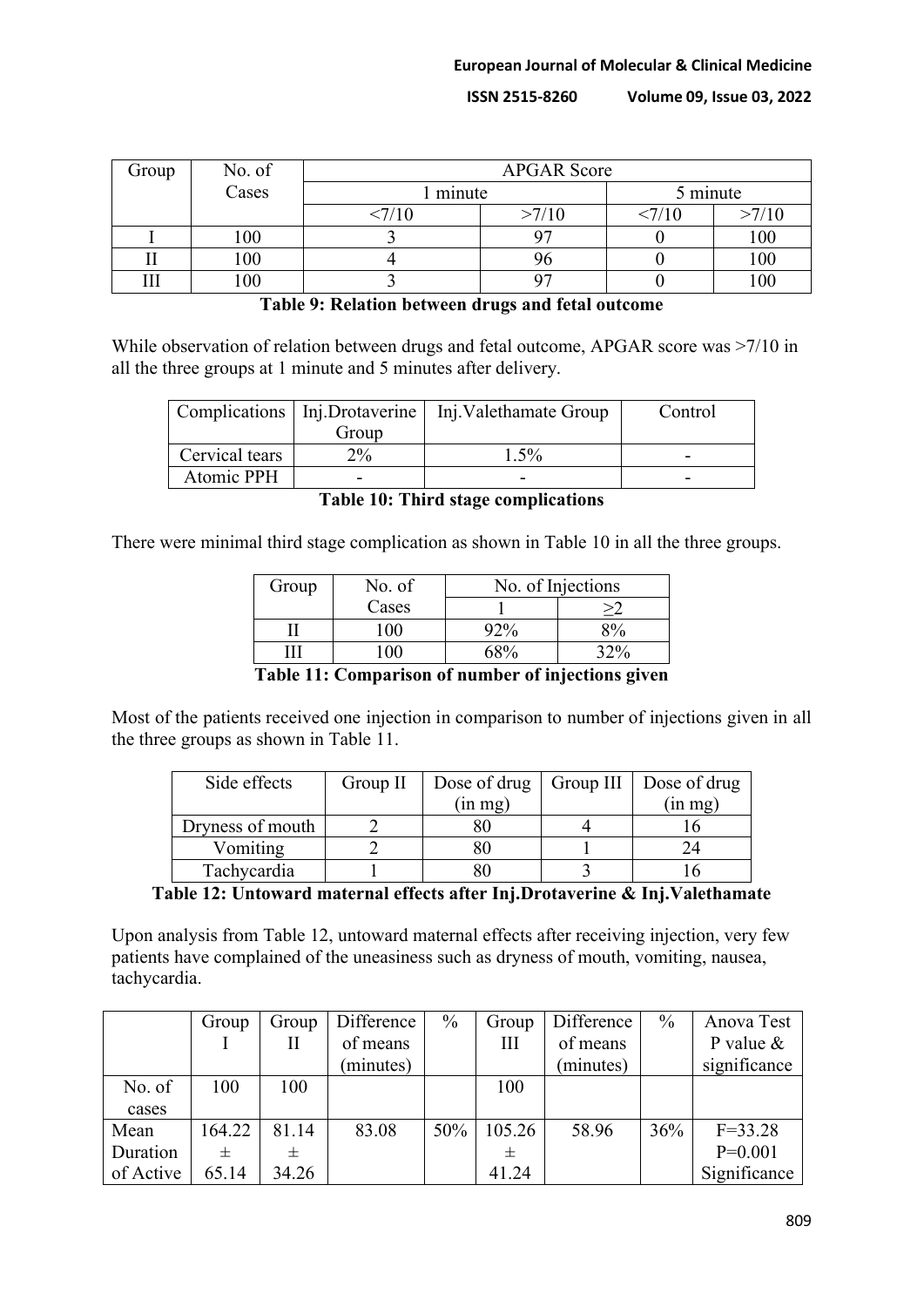| Group | No. of Cases | APGAR Score | | | |
|---|---|---|---|---|---|
| | | 1 minute | | 5 minute | |
| | | <7/10 | >7/10 | <7/10 | >7/10 |
| I | 100 | 3 | 97 | 0 | 100 |
| II | 100 | 4 | 96 | 0 | 100 |
| III | 100 | 3 | 97 | 0 | 100 |

**Table 9: Relation between drugs and fetal outcome**

While observation of relation between drugs and fetal outcome, APGAR score was >7/10 in all the three groups at 1 minute and 5 minutes after delivery.

| Complications | Inj.Drotaverine Group | Inj.Valethamate Group | Control |
|---|---|---|---|
| Cervical tears | 2% | 1.5% | - |
| Atomic PPH | - | - | - |

**Table 10: Third stage complications**

There were minimal third stage complication as shown in Table 10 in all the three groups.

| Group | No. of Cases | No. of Injections | |
|---|---|---|---|
| | | 1 | ≥2 |
| II | 100 | 92% | 8% |
| III | 100 | 68% | 32% |

**Table 11: Comparison of number of injections given**

Most of the patients received one injection in comparison to number of injections given in all the three groups as shown in Table 11.

| Side effects | Group II | Dose of drug (in mg) | Group III | Dose of drug (in mg) |
|---|---|---|---|---|
| Dryness of mouth | 2 | 80 | 4 | 16 |
| Vomiting | 2 | 80 | 1 | 24 |
| Tachycardia | 1 | 80 | 3 | 16 |

**Table 12: Untoward maternal effects after Inj.Drotaverine & Inj.Valethamate**

Upon analysis from Table 12, untoward maternal effects after receiving injection, very few patients have complained of the uneasiness such as dryness of mouth, vomiting, nausea, tachycardia.

| | Group I | Group II | Difference of means (minutes) | % | Group III | Difference of means (minutes) | % | Anova Test P value & significance |
|---|---|---|---|---|---|---|---|---|
| No. of cases | 100 | 100 | | | 100 | | | |
| Mean Duration of Active | 164.22 ± 65.14 | 81.14 ± 34.26 | 83.08 | 50% | 105.26 ± 41.24 | 58.96 | 36% | F=33.28 P=0.001 Significance |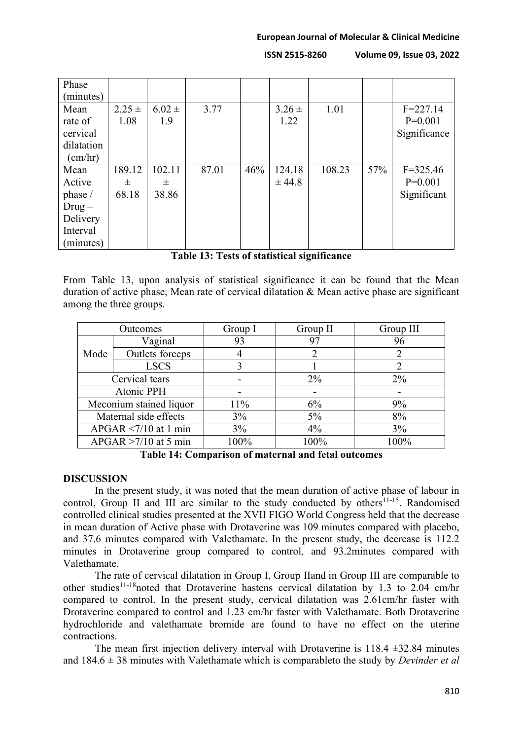| Phase (minutes) | | | | | | | | |
|---|---|---|---|---|---|---|---|---|
| Mean rate of cervical dilatation (cm/hr) | 2.25 ± 1.08 | 6.02 ± 1.9 | 3.77 | | 3.26 ± 1.22 | 1.01 | | F=227.14 P=0.001 Significance |
| Mean Active phase / Drug – Delivery Interval (minutes) | 189.12 ± 68.18 | 102.11 ± 38.86 | 87.01 | 46% | 124.18 ± 44.8 | 108.23 | 57% | F=325.46 P=0.001 Significant |

**Table 13: Tests of statistical significance**

From Table 13, upon analysis of statistical significance it can be found that the Mean duration of active phase, Mean rate of cervical dilatation & Mean active phase are significant among the three groups.

| Outcomes | | Group I | Group II | Group III |
|---|---|---|---|---|
| Mode | Vaginal | 93 | 97 | 96 |
| | Outlets forceps | 4 | 2 | 2 |
| | LSCS | 3 | 1 | 2 |
| Cervical tears | | - | 2% | 2% |
| Atonic PPH | | - | - | - |
| Meconium stained liquor | | 11% | 6% | 9% |
| Maternal side effects | | 3% | 5% | 8% |
| APGAR <7/10 at 1 min | | 3% | 4% | 3% |
| APGAR >7/10 at 5 min | | 100% | 100% | 100% |

**Table 14: Comparison of maternal and fetal outcomes**

## DISCUSSION

In the present study, it was noted that the mean duration of active phase of labour in control, Group II and III are similar to the study conducted by others[11-15]. Randomised controlled clinical studies presented at the XVII FIGO World Congress held that the decrease in mean duration of Active phase with Drotaverine was 109 minutes compared with placebo, and 37.6 minutes compared with Valethamate. In the present study, the decrease is 112.2 minutes in Drotaverine group compared to control, and 93.2minutes compared with Valethamate.

The rate of cervical dilatation in Group I, Group IIand in Group III are comparable to other studies[11-18]noted that Drotaverine hastens cervical dilatation by 1.3 to 2.04 cm/hr compared to control. In the present study, cervical dilatation was 2.61cm/hr faster with Drotaverine compared to control and 1.23 cm/hr faster with Valethamate. Both Drotaverine hydrochloride and valethamate bromide are found to have no effect on the uterine contractions.

The mean first injection delivery interval with Drotaverine is 118.4 ±32.84 minutes and 184.6 ± 38 minutes with Valethamate which is comparableto the study by *Devinder et al*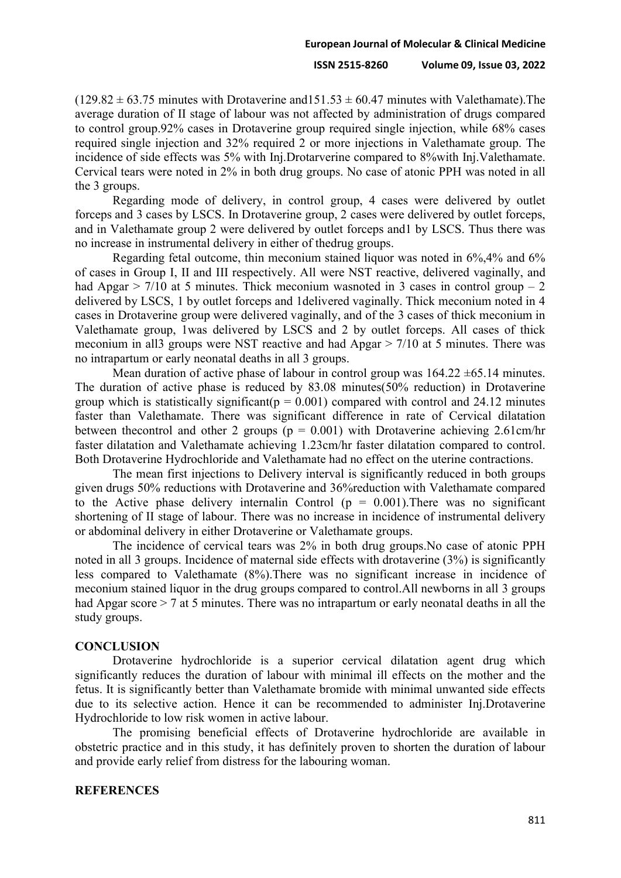(129.82 ± 63.75 minutes with Drotaverine and151.53 ± 60.47 minutes with Valethamate).The average duration of II stage of labour was not affected by administration of drugs compared to control group.92% cases in Drotaverine group required single injection, while 68% cases required single injection and 32% required 2 or more injections in Valethamate group. The incidence of side effects was 5% with Inj.Drotarverine compared to 8%with Inj.Valethamate. Cervical tears were noted in 2% in both drug groups. No case of atonic PPH was noted in all the 3 groups.

Regarding mode of delivery, in control group, 4 cases were delivered by outlet forceps and 3 cases by LSCS. In Drotaverine group, 2 cases were delivered by outlet forceps, and in Valethamate group 2 were delivered by outlet forceps and1 by LSCS. Thus there was no increase in instrumental delivery in either of thedrug groups.

Regarding fetal outcome, thin meconium stained liquor was noted in 6%,4% and 6% of cases in Group I, II and III respectively. All were NST reactive, delivered vaginally, and had Apgar > 7/10 at 5 minutes. Thick meconium wasnoted in 3 cases in control group – 2 delivered by LSCS, 1 by outlet forceps and 1delivered vaginally. Thick meconium noted in 4 cases in Drotaverine group were delivered vaginally, and of the 3 cases of thick meconium in Valethamate group, 1was delivered by LSCS and 2 by outlet forceps. All cases of thick meconium in all3 groups were NST reactive and had Apgar > 7/10 at 5 minutes. There was no intrapartum or early neonatal deaths in all 3 groups.

Mean duration of active phase of labour in control group was 164.22 ±65.14 minutes. The duration of active phase is reduced by 83.08 minutes(50% reduction) in Drotaverine group which is statistically significant($p = 0.001$) compared with control and 24.12 minutes faster than Valethamate. There was significant difference in rate of Cervical dilatation between thecontrol and other 2 groups ($p = 0.001$) with Drotaverine achieving 2.61cm/hr faster dilatation and Valethamate achieving 1.23cm/hr faster dilatation compared to control. Both Drotaverine Hydrochloride and Valethamate had no effect on the uterine contractions.

The mean first injections to Delivery interval is significantly reduced in both groups given drugs 50% reductions with Drotaverine and 36%reduction with Valethamate compared to the Active phase delivery internalin Control ($p = 0.001$).There was no significant shortening of II stage of labour. There was no increase in incidence of instrumental delivery or abdominal delivery in either Drotaverine or Valethamate groups.

The incidence of cervical tears was 2% in both drug groups.No case of atonic PPH noted in all 3 groups. Incidence of maternal side effects with drotaverine (3%) is significantly less compared to Valethamate (8%).There was no significant increase in incidence of meconium stained liquor in the drug groups compared to control.All newborns in all 3 groups had Apgar score > 7 at 5 minutes. There was no intrapartum or early neonatal deaths in all the study groups.

## CONCLUSION

Drotaverine hydrochloride is a superior cervical dilatation agent drug which significantly reduces the duration of labour with minimal ill effects on the mother and the fetus. It is significantly better than Valethamate bromide with minimal unwanted side effects due to its selective action. Hence it can be recommended to administer Inj.Drotaverine Hydrochloride to low risk women in active labour.

The promising beneficial effects of Drotaverine hydrochloride are available in obstetric practice and in this study, it has definitely proven to shorten the duration of labour and provide early relief from distress for the labouring woman.

## REFERENCES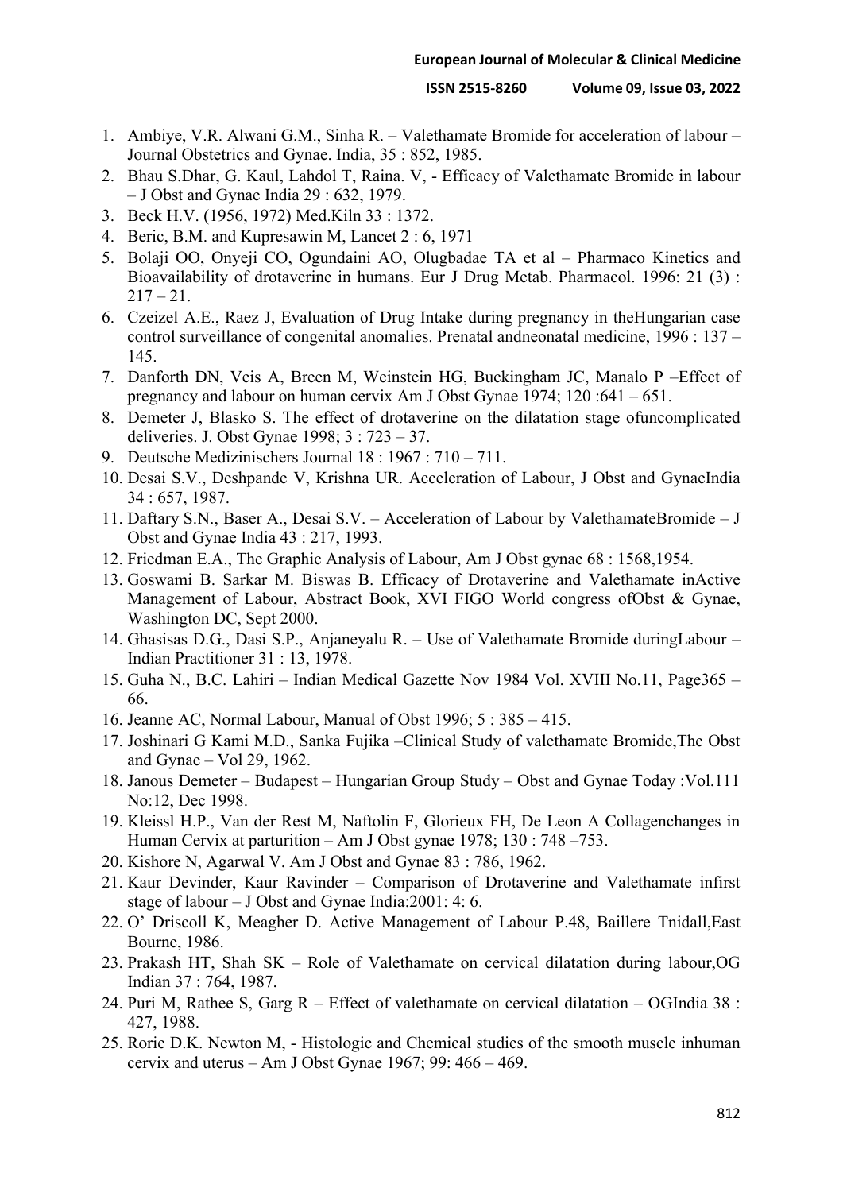1. Ambiye, V.R. Alwani G.M., Sinha R. – Valethamate Bromide for acceleration of labour – Journal Obstetrics and Gynae. India, 35 : 852, 1985.
2. Bhau S.Dhar, G. Kaul, Lahdol T, Raina. V, - Efficacy of Valethamate Bromide in labour – J Obst and Gynae India 29 : 632, 1979.
3. Beck H.V. (1956, 1972) Med.Kiln 33 : 1372.
4. Beric, B.M. and Kupresawin M, Lancet 2 : 6, 1971
5. Bolaji OO, Onyeji CO, Ogundaini AO, Olugbadae TA et al – Pharmaco Kinetics and Bioavailability of drotaverine in humans. Eur J Drug Metab. Pharmacol. 1996: 21 (3) : 217 – 21.
6. Czeizel A.E., Raez J, Evaluation of Drug Intake during pregnancy in theHungarian case control surveillance of congenital anomalies. Prenatal andneonatal medicine, 1996 : 137 – 145.
7. Danforth DN, Veis A, Breen M, Weinstein HG, Buckingham JC, Manalo P –Effect of pregnancy and labour on human cervix Am J Obst Gynae 1974; 120 :641 – 651.
8. Demeter J, Blasko S. The effect of drotaverine on the dilatation stage ofuncomplicated deliveries. J. Obst Gynae 1998; 3 : 723 – 37.
9. Deutsche Medizinischers Journal 18 : 1967 : 710 – 711.
10. Desai S.V., Deshpande V, Krishna UR. Acceleration of Labour, J Obst and GynaeIndia 34 : 657, 1987.
11. Daftary S.N., Baser A., Desai S.V. – Acceleration of Labour by ValethamateBromide – J Obst and Gynae India 43 : 217, 1993.
12. Friedman E.A., The Graphic Analysis of Labour, Am J Obst gynae 68 : 1568,1954.
13. Goswami B. Sarkar M. Biswas B. Efficacy of Drotaverine and Valethamate inActive Management of Labour, Abstract Book, XVI FIGO World congress ofObst & Gynae, Washington DC, Sept 2000.
14. Ghasisas D.G., Dasi S.P., Anjaneyalu R. – Use of Valethamate Bromide duringLabour – Indian Practitioner 31 : 13, 1978.
15. Guha N., B.C. Lahiri – Indian Medical Gazette Nov 1984 Vol. XVIII No.11, Page365 – 66.
16. Jeanne AC, Normal Labour, Manual of Obst 1996; 5 : 385 – 415.
17. Joshinari G Kami M.D., Sanka Fujika –Clinical Study of valethamate Bromide,The Obst and Gynae – Vol 29, 1962.
18. Janous Demeter – Budapest – Hungarian Group Study – Obst and Gynae Today :Vol.111 No:12, Dec 1998.
19. Kleissl H.P., Van der Rest M, Naftolin F, Glorieux FH, De Leon A Collagenchanges in Human Cervix at parturition – Am J Obst gynae 1978; 130 : 748 –753.
20. Kishore N, Agarwal V. Am J Obst and Gynae 83 : 786, 1962.
21. Kaur Devinder, Kaur Ravinder – Comparison of Drotaverine and Valethamate infirst stage of labour – J Obst and Gynae India:2001: 4: 6.
22. O' Driscoll K, Meagher D. Active Management of Labour P.48, Baillere Tnidall,East Bourne, 1986.
23. Prakash HT, Shah SK – Role of Valethamate on cervical dilatation during labour,OG Indian 37 : 764, 1987.
24. Puri M, Rathee S, Garg R – Effect of valethamate on cervical dilatation – OGIndia 38 : 427, 1988.
25. Rorie D.K. Newton M, - Histologic and Chemical studies of the smooth muscle inhuman cervix and uterus – Am J Obst Gynae 1967; 99: 466 – 469.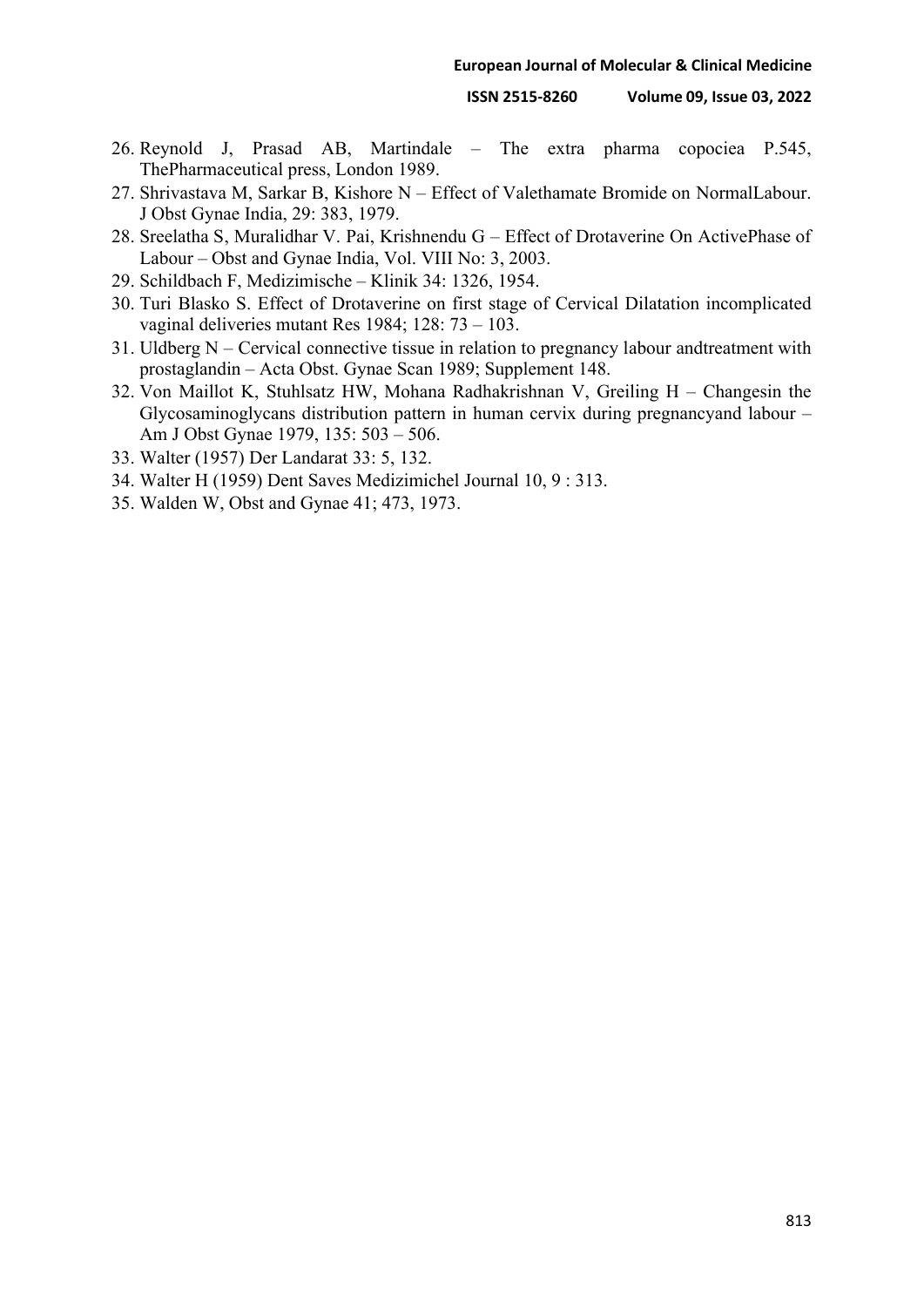26. Reynold J, Prasad AB, Martindale – The extra pharma copociea P.545, ThePharmaceutical press, London 1989.
27. Shrivastava M, Sarkar B, Kishore N – Effect of Valethamate Bromide on NormalLabour. J Obst Gynae India, 29: 383, 1979.
28. Sreelatha S, Muralidhar V. Pai, Krishnendu G – Effect of Drotaverine On ActivePhase of Labour – Obst and Gynae India, Vol. VIII No: 3, 2003.
29. Schildbach F, Medizimische – Klinik 34: 1326, 1954.
30. Turi Blasko S. Effect of Drotaverine on first stage of Cervical Dilatation incomplicated vaginal deliveries mutant Res 1984; 128: 73 – 103.
31. Uldberg N – Cervical connective tissue in relation to pregnancy labour andtreatment with prostaglandin – Acta Obst. Gynae Scan 1989; Supplement 148.
32. Von Maillot K, Stuhlsatz HW, Mohana Radhakrishnan V, Greiling H – Changesin the Glycosaminoglycans distribution pattern in human cervix during pregnancyand labour – Am J Obst Gynae 1979, 135: 503 – 506.
33. Walter (1957) Der Landarat 33: 5, 132.
34. Walter H (1959) Dent Saves Medizimichel Journal 10, 9 : 313.
35. Walden W, Obst and Gynae 41; 473, 1973.